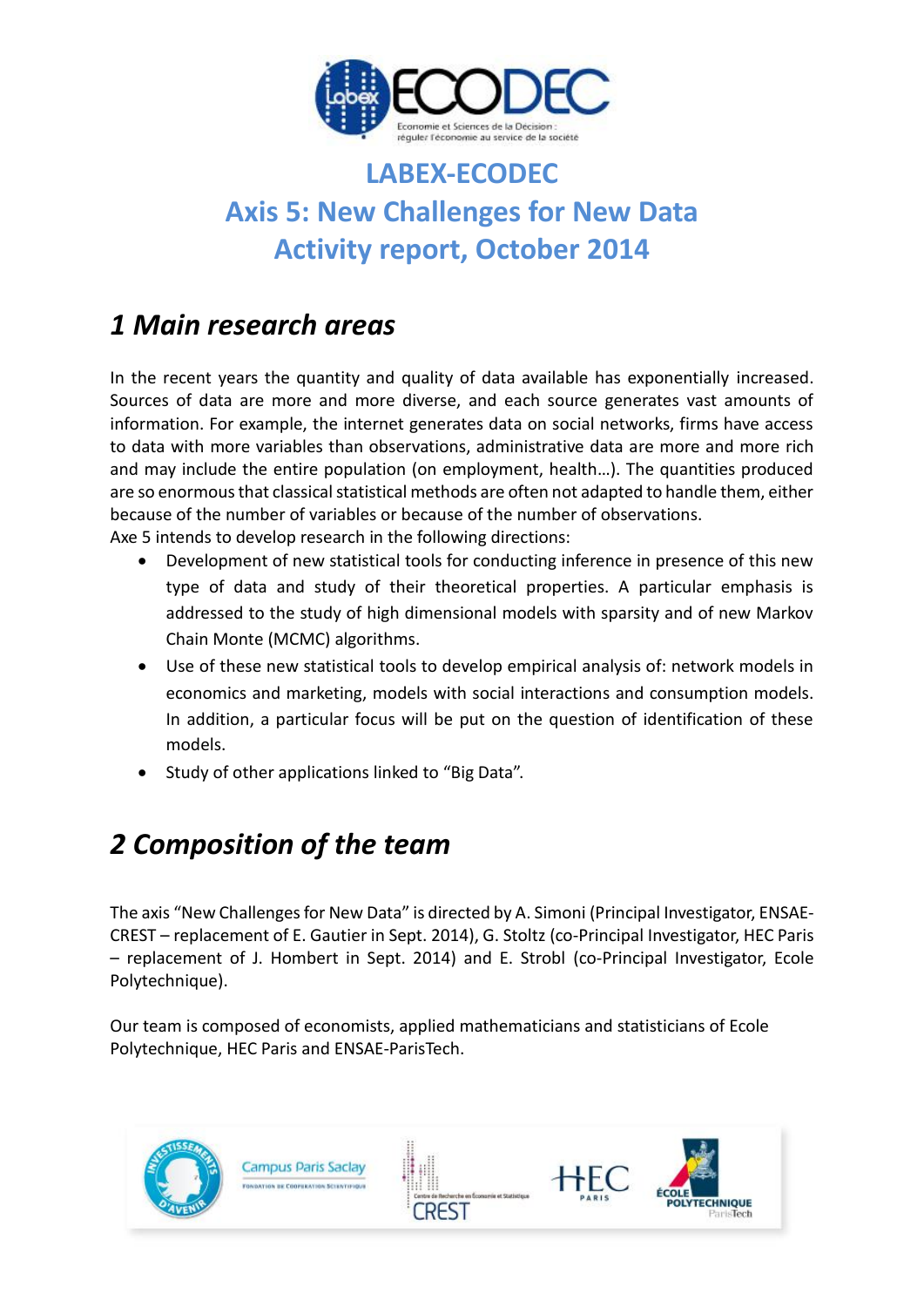# LABEX-ECODEC
# Axis 5: New Challenges for New Data
# Activity report, October 2014

## *1 Main research areas*

In the recent years the quantity and quality of data available has exponentially increased. Sources of data are more and more diverse, and each source generates vast amounts of information. For example, the internet generates data on social networks, firms have access to data with more variables than observations, administrative data are more and more rich and may include the entire population (on employment, health…). The quantities produced are so enormous that classical statistical methods are often not adapted to handle them, either because of the number of variables or because of the number of observations.
Axe 5 intends to develop research in the following directions:

- Development of new statistical tools for conducting inference in presence of this new type of data and study of their theoretical properties. A particular emphasis is addressed to the study of high dimensional models with sparsity and of new Markov Chain Monte (MCMC) algorithms.
- Use of these new statistical tools to develop empirical analysis of: network models in economics and marketing, models with social interactions and consumption models. In addition, a particular focus will be put on the question of identification of these models.
- Study of other applications linked to "Big Data".

## *2 Composition of the team*

The axis "New Challenges for New Data" is directed by A. Simoni (Principal Investigator, ENSAE-CREST – replacement of E. Gautier in Sept. 2014), G. Stoltz (co-Principal Investigator, HEC Paris – replacement of J. Hombert in Sept. 2014) and E. Strobl (co-Principal Investigator, Ecole Polytechnique).

Our team is composed of economists, applied mathematicians and statisticians of Ecole Polytechnique, HEC Paris and ENSAE-ParisTech.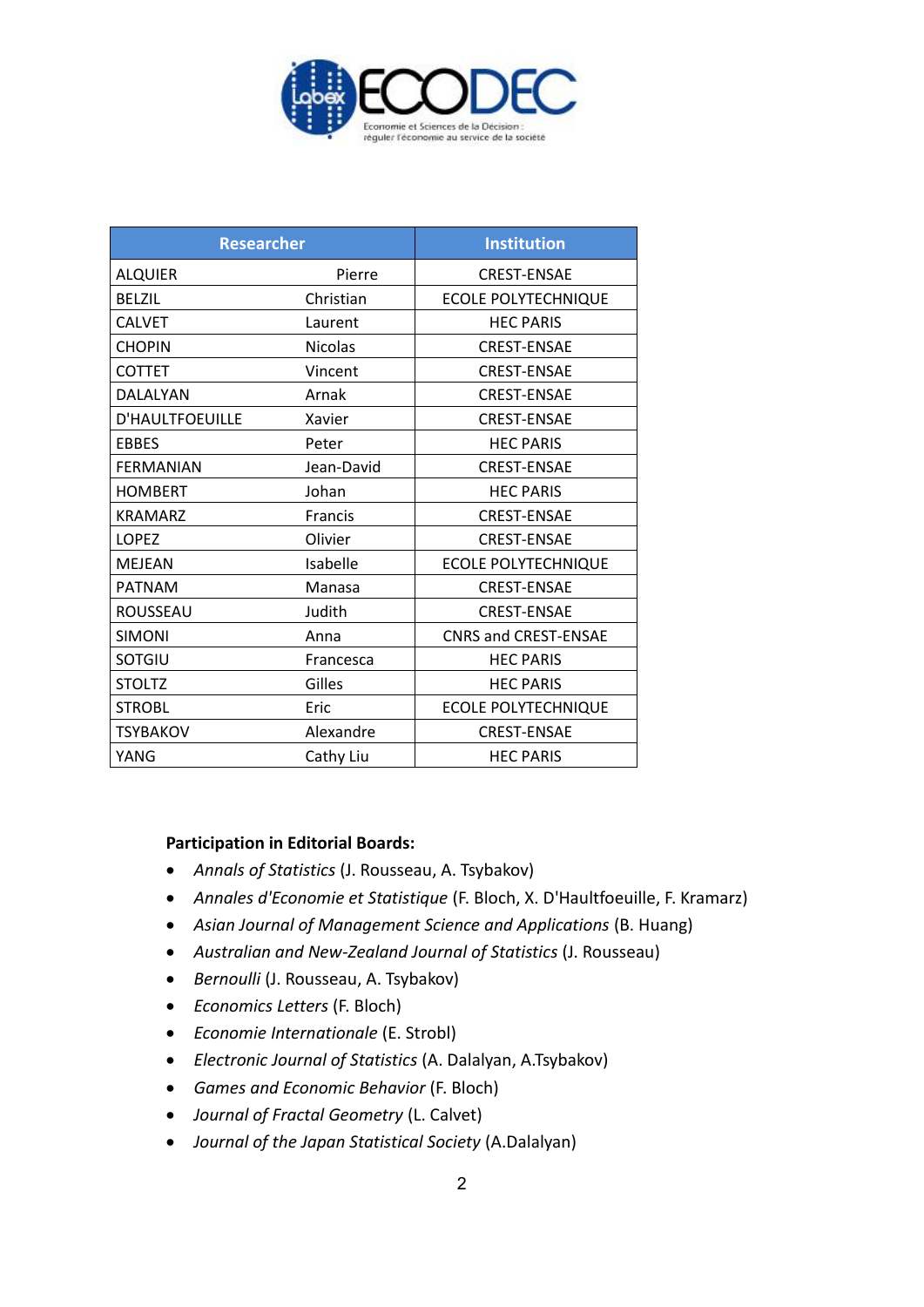| Researcher | | Institution |
|---|---|---|
| ALQUIER | Pierre | CREST-ENSAE |
| BELZIL | Christian | ECOLE POLYTECHNIQUE |
| CALVET | Laurent | HEC PARIS |
| CHOPIN | Nicolas | CREST-ENSAE |
| COTTET | Vincent | CREST-ENSAE |
| DALALYAN | Arnak | CREST-ENSAE |
| D'HAULTFOEUILLE | Xavier | CREST-ENSAE |
| EBBES | Peter | HEC PARIS |
| FERMANIAN | Jean-David | CREST-ENSAE |
| HOMBERT | Johan | HEC PARIS |
| KRAMARZ | Francis | CREST-ENSAE |
| LOPEZ | Olivier | CREST-ENSAE |
| MEJEAN | Isabelle | ECOLE POLYTECHNIQUE |
| PATNAM | Manasa | CREST-ENSAE |
| ROUSSEAU | Judith | CREST-ENSAE |
| SIMONI | Anna | CNRS and CREST-ENSAE |
| SOTGIU | Francesca | HEC PARIS |
| STOLTZ | Gilles | HEC PARIS |
| STROBL | Eric | ECOLE POLYTECHNIQUE |
| TSYBAKOV | Alexandre | CREST-ENSAE |
| YANG | Cathy Liu | HEC PARIS |

**Participation in Editorial Boards:**

- *Annals of Statistics* (J. Rousseau, A. Tsybakov)
- *Annales d'Economie et Statistique* (F. Bloch, X. D'Haultfoeuille, F. Kramarz)
- *Asian Journal of Management Science and Applications* (B. Huang)
- *Australian and New-Zealand Journal of Statistics* (J. Rousseau)
- *Bernoulli* (J. Rousseau, A. Tsybakov)
- *Economics Letters* (F. Bloch)
- *Economie Internationale* (E. Strobl)
- *Electronic Journal of Statistics* (A. Dalalyan, A.Tsybakov)
- *Games and Economic Behavior* (F. Bloch)
- *Journal of Fractal Geometry* (L. Calvet)
- *Journal of the Japan Statistical Society* (A.Dalalyan)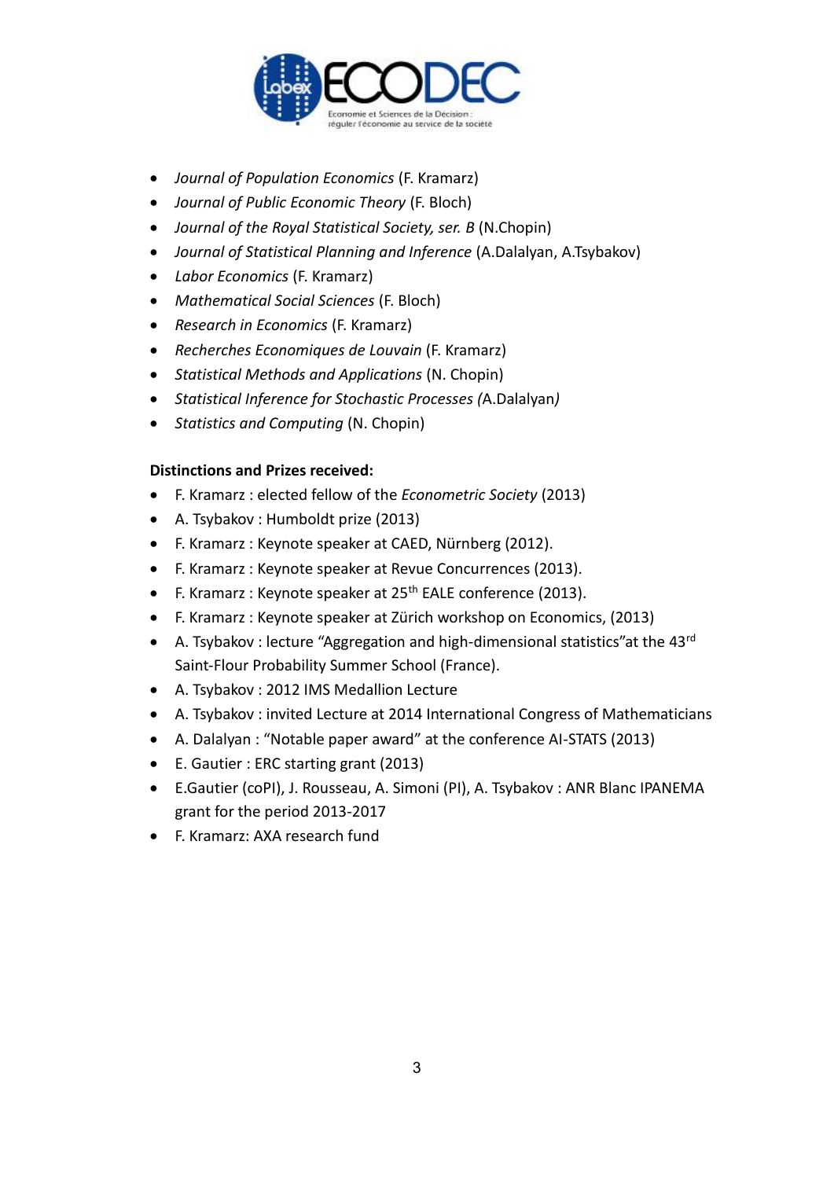- *Journal of Population Economics* (F. Kramarz)
- *Journal of Public Economic Theory* (F. Bloch)
- *Journal of the Royal Statistical Society, ser. B* (N.Chopin)
- *Journal of Statistical Planning and Inference* (A.Dalalyan, A.Tsybakov)
- *Labor Economics* (F. Kramarz)
- *Mathematical Social Sciences* (F. Bloch)
- *Research in Economics* (F. Kramarz)
- *Recherches Economiques de Louvain* (F. Kramarz)
- *Statistical Methods and Applications* (N. Chopin)
- *Statistical Inference for Stochastic Processes (*A.Dalalyan*)*
- *Statistics and Computing* (N. Chopin)

**Distinctions and Prizes received:**

- F. Kramarz : elected fellow of the *Econometric Society* (2013)
- A. Tsybakov : Humboldt prize (2013)
- F. Kramarz : Keynote speaker at CAED, Nürnberg (2012).
- F. Kramarz : Keynote speaker at Revue Concurrences (2013).
- F. Kramarz : Keynote speaker at 25th EALE conference (2013).
- F. Kramarz : Keynote speaker at Zürich workshop on Economics, (2013)
- A. Tsybakov : lecture “Aggregation and high-dimensional statistics”at the 43rd Saint-Flour Probability Summer School (France).
- A. Tsybakov : 2012 IMS Medallion Lecture
- A. Tsybakov : invited Lecture at 2014 International Congress of Mathematicians
- A. Dalalyan : “Notable paper award” at the conference AI-STATS (2013)
- E. Gautier : ERC starting grant (2013)
- E.Gautier (coPI), J. Rousseau, A. Simoni (PI), A. Tsybakov : ANR Blanc IPANEMA grant for the period 2013-2017
- F. Kramarz: AXA research fund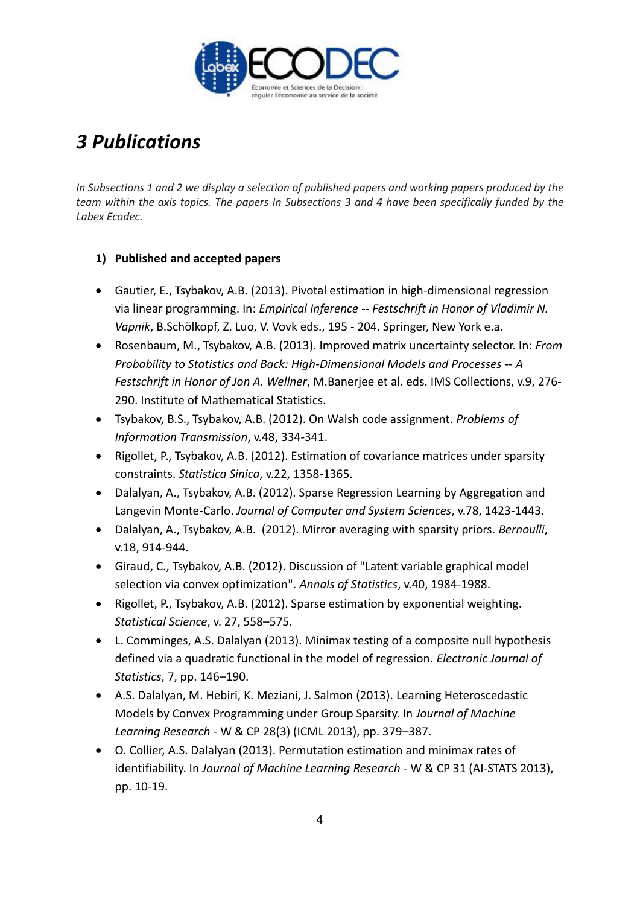# *3 Publications*

*In Subsections 1 and 2 we display a selection of published papers and working papers produced by the team within the axis topics. The papers In Subsections 3 and 4 have been specifically funded by the Labex Ecodec.*

**1) Published and accepted papers**

- Gautier, E., Tsybakov, A.B. (2013). Pivotal estimation in high-dimensional regression via linear programming. In: *Empirical Inference -- Festschrift in Honor of Vladimir N. Vapnik*, B.Schölkopf, Z. Luo, V. Vovk eds., 195 - 204. Springer, New York e.a.
- Rosenbaum, M., Tsybakov, A.B. (2013). Improved matrix uncertainty selector. In: *From Probability to Statistics and Back: High-Dimensional Models and Processes -- A Festschrift in Honor of Jon A. Wellner*, M.Banerjee et al. eds. IMS Collections, v.9, 276-290. Institute of Mathematical Statistics.
- Tsybakov, B.S., Tsybakov, A.B. (2012). On Walsh code assignment. *Problems of Information Transmission*, v.48, 334-341.
- Rigollet, P., Tsybakov, A.B. (2012). Estimation of covariance matrices under sparsity constraints. *Statistica Sinica*, v.22, 1358-1365.
- Dalalyan, A., Tsybakov, A.B. (2012). Sparse Regression Learning by Aggregation and Langevin Monte-Carlo. *Journal of Computer and System Sciences*, v.78, 1423-1443.
- Dalalyan, A., Tsybakov, A.B. (2012). Mirror averaging with sparsity priors. *Bernoulli*, v.18, 914-944.
- Giraud, C., Tsybakov, A.B. (2012). Discussion of "Latent variable graphical model selection via convex optimization". *Annals of Statistics*, v.40, 1984-1988.
- Rigollet, P., Tsybakov, A.B. (2012). Sparse estimation by exponential weighting. *Statistical Science*, v. 27, 558–575.
- L. Comminges, A.S. Dalalyan (2013). Minimax testing of a composite null hypothesis defined via a quadratic functional in the model of regression. *Electronic Journal of Statistics*, 7, pp. 146–190.
- A.S. Dalalyan, M. Hebiri, K. Meziani, J. Salmon (2013). Learning Heteroscedastic Models by Convex Programming under Group Sparsity. In *Journal of Machine Learning Research* - W & CP 28(3) (ICML 2013), pp. 379–387.
- O. Collier, A.S. Dalalyan (2013). Permutation estimation and minimax rates of identifiability. In *Journal of Machine Learning Research* - W & CP 31 (AI-STATS 2013), pp. 10-19.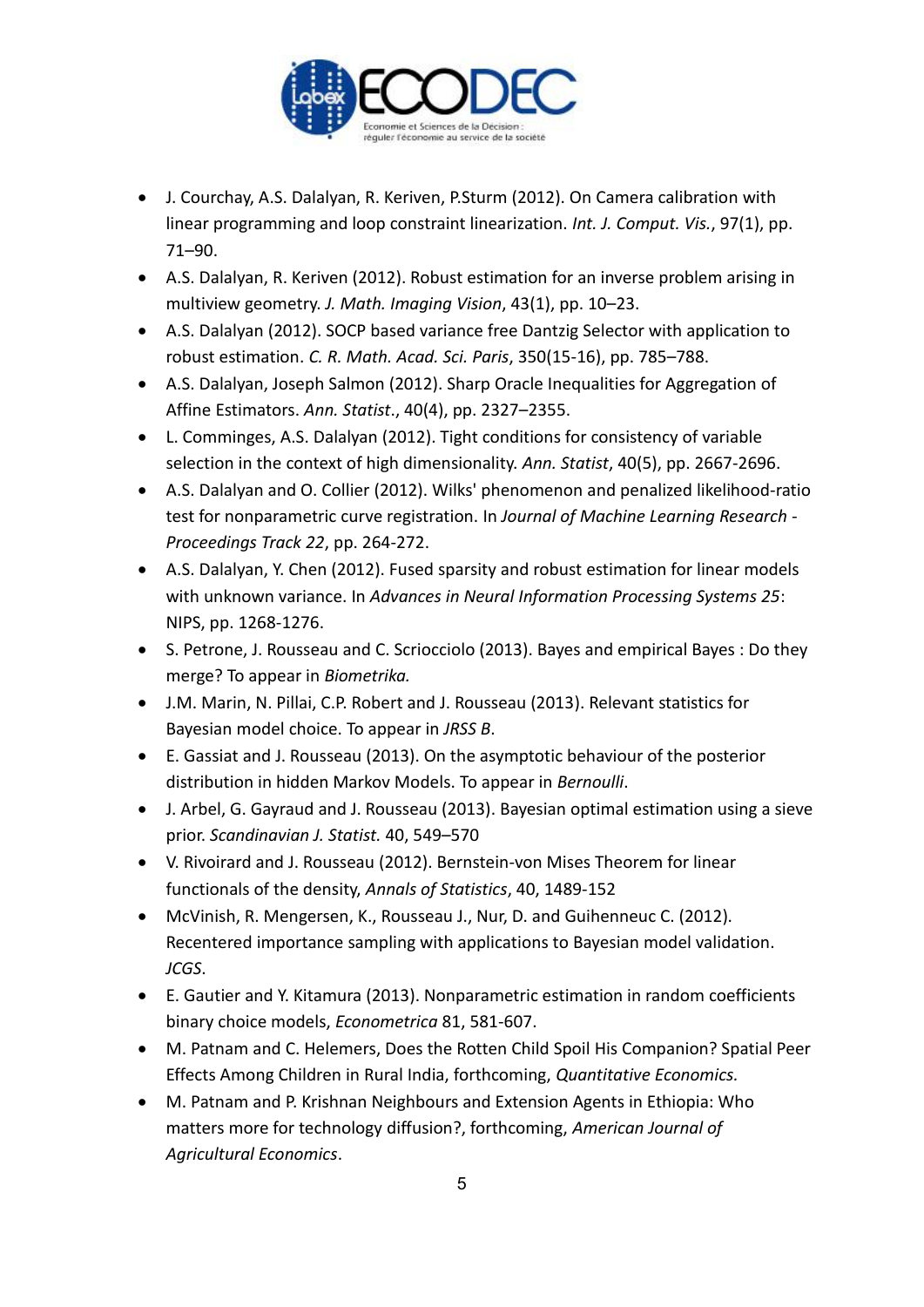- J. Courchay, A.S. Dalalyan, R. Keriven, P.Sturm (2012). On Camera calibration with linear programming and loop constraint linearization. *Int. J. Comput. Vis.*, 97(1), pp. 71–90.
- A.S. Dalalyan, R. Keriven (2012). Robust estimation for an inverse problem arising in multiview geometry. *J. Math. Imaging Vision*, 43(1), pp. 10–23.
- A.S. Dalalyan (2012). SOCP based variance free Dantzig Selector with application to robust estimation. *C. R. Math. Acad. Sci. Paris*, 350(15-16), pp. 785–788.
- A.S. Dalalyan, Joseph Salmon (2012). Sharp Oracle Inequalities for Aggregation of Affine Estimators. *Ann. Statist*., 40(4), pp. 2327–2355.
- L. Comminges, A.S. Dalalyan (2012). Tight conditions for consistency of variable selection in the context of high dimensionality. *Ann. Statist*, 40(5), pp. 2667-2696.
- A.S. Dalalyan and O. Collier (2012). Wilks' phenomenon and penalized likelihood-ratio test for nonparametric curve registration. In *Journal of Machine Learning Research - Proceedings Track 22*, pp. 264-272.
- A.S. Dalalyan, Y. Chen (2012). Fused sparsity and robust estimation for linear models with unknown variance. In *Advances in Neural Information Processing Systems 25*: NIPS, pp. 1268-1276.
- S. Petrone, J. Rousseau and C. Scriocciolo (2013). Bayes and empirical Bayes : Do they merge? To appear in *Biometrika.*
- J.M. Marin, N. Pillai, C.P. Robert and J. Rousseau (2013). Relevant statistics for Bayesian model choice. To appear in *JRSS B*.
- E. Gassiat and J. Rousseau (2013). On the asymptotic behaviour of the posterior distribution in hidden Markov Models. To appear in *Bernoulli*.
- J. Arbel, G. Gayraud and J. Rousseau (2013). Bayesian optimal estimation using a sieve prior. *Scandinavian J. Statist.* 40, 549–570
- V. Rivoirard and J. Rousseau (2012). Bernstein-von Mises Theorem for linear functionals of the density, *Annals of Statistics*, 40, 1489-152
- McVinish, R. Mengersen, K., Rousseau J., Nur, D. and Guihenneuc C. (2012). Recentered importance sampling with applications to Bayesian model validation. *JCGS*.
- E. Gautier and Y. Kitamura (2013). Nonparametric estimation in random coefficients binary choice models, *Econometrica* 81, 581-607.
- M. Patnam and C. Helemers, Does the Rotten Child Spoil His Companion? Spatial Peer Effects Among Children in Rural India, forthcoming, *Quantitative Economics.*
- M. Patnam and P. Krishnan Neighbours and Extension Agents in Ethiopia: Who matters more for technology diffusion?, forthcoming, *American Journal of Agricultural Economics*.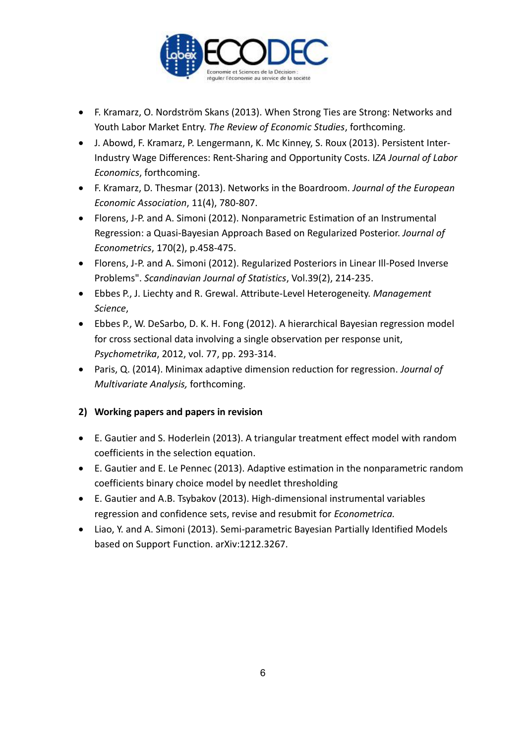- F. Kramarz, O. Nordström Skans (2013). When Strong Ties are Strong: Networks and Youth Labor Market Entry. *The Review of Economic Studies*, forthcoming.
- J. Abowd, F. Kramarz, P. Lengermann, K. Mc Kinney, S. Roux (2013). Persistent Inter-Industry Wage Differences: Rent-Sharing and Opportunity Costs. I*ZA Journal of Labor Economics*, forthcoming.
- F. Kramarz, D. Thesmar (2013). Networks in the Boardroom. *Journal of the European Economic Association*, 11(4), 780-807.
- Florens, J-P. and A. Simoni (2012). Nonparametric Estimation of an Instrumental Regression: a Quasi-Bayesian Approach Based on Regularized Posterior. *Journal of Econometrics*, 170(2), p.458-475.
- Florens, J-P. and A. Simoni (2012). Regularized Posteriors in Linear Ill-Posed Inverse Problems". *Scandinavian Journal of Statistics*, Vol.39(2), 214-235.
- Ebbes P., J. Liechty and R. Grewal. Attribute-Level Heterogeneity. *Management Science*,
- Ebbes P., W. DeSarbo, D. K. H. Fong (2012). A hierarchical Bayesian regression model for cross sectional data involving a single observation per response unit, *Psychometrika*, 2012, vol. 77, pp. 293-314.
- Paris, Q. (2014). Minimax adaptive dimension reduction for regression. *Journal of Multivariate Analysis,* forthcoming.

**2) Working papers and papers in revision**

- E. Gautier and S. Hoderlein (2013). A triangular treatment effect model with random coefficients in the selection equation.
- E. Gautier and E. Le Pennec (2013). Adaptive estimation in the nonparametric random coefficients binary choice model by needlet thresholding
- E. Gautier and A.B. Tsybakov (2013). High-dimensional instrumental variables regression and confidence sets, revise and resubmit for *Econometrica.*
- Liao, Y. and A. Simoni (2013). Semi-parametric Bayesian Partially Identified Models based on Support Function. arXiv:1212.3267.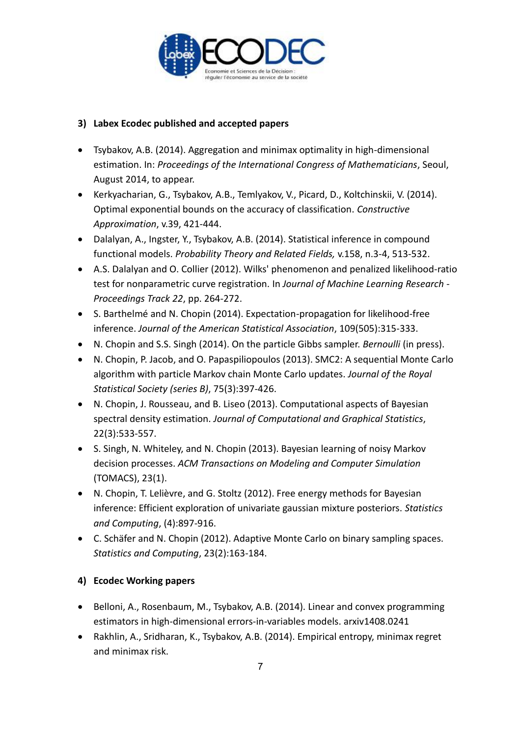### 3) Labex Ecodec published and accepted papers

- Tsybakov, A.B. (2014). Aggregation and minimax optimality in high-dimensional estimation. In: *Proceedings of the International Congress of Mathematicians*, Seoul, August 2014, to appear.
- Kerkyacharian, G., Tsybakov, A.B., Temlyakov, V., Picard, D., Koltchinskii, V. (2014). Optimal exponential bounds on the accuracy of classification. *Constructive Approximation*, v.39, 421-444.
- Dalalyan, A., Ingster, Y., Tsybakov, A.B. (2014). Statistical inference in compound functional models. *Probability Theory and Related Fields,* v.158, n.3-4, 513-532.
- A.S. Dalalyan and O. Collier (2012). Wilks' phenomenon and penalized likelihood-ratio test for nonparametric curve registration. In *Journal of Machine Learning Research - Proceedings Track 22*, pp. 264-272.
- S. Barthelmé and N. Chopin (2014). Expectation-propagation for likelihood-free inference. *Journal of the American Statistical Association*, 109(505):315-333.
- N. Chopin and S.S. Singh (2014). On the particle Gibbs sampler. *Bernoulli* (in press).
- N. Chopin, P. Jacob, and O. Papaspiliopoulos (2013). SMC2: A sequential Monte Carlo algorithm with particle Markov chain Monte Carlo updates. *Journal of the Royal Statistical Society (series B)*, 75(3):397-426.
- N. Chopin, J. Rousseau, and B. Liseo (2013). Computational aspects of Bayesian spectral density estimation. *Journal of Computational and Graphical Statistics*, 22(3):533-557.
- S. Singh, N. Whiteley, and N. Chopin (2013). Bayesian learning of noisy Markov decision processes. *ACM Transactions on Modeling and Computer Simulation* (TOMACS), 23(1).
- N. Chopin, T. Lelièvre, and G. Stoltz (2012). Free energy methods for Bayesian inference: Efficient exploration of univariate gaussian mixture posteriors. *Statistics and Computing*, (4):897-916.
- C. Schäfer and N. Chopin (2012). Adaptive Monte Carlo on binary sampling spaces. *Statistics and Computing*, 23(2):163-184.

### 4) Ecodec Working papers

- Belloni, A., Rosenbaum, M., Tsybakov, A.B. (2014). Linear and convex programming estimators in high-dimensional errors-in-variables models. arxiv1408.0241
- Rakhlin, A., Sridharan, K., Tsybakov, A.B. (2014). Empirical entropy, minimax regret and minimax risk.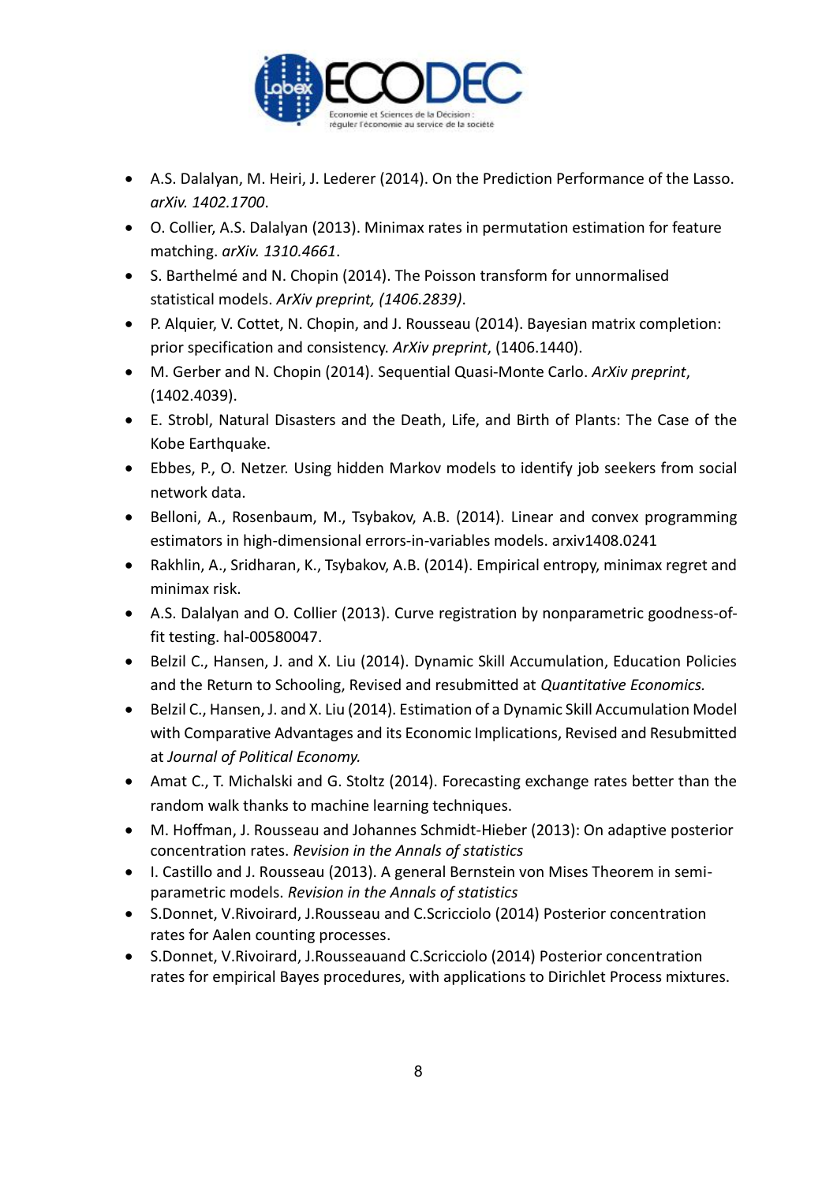- A.S. Dalalyan, M. Heiri, J. Lederer (2014). On the Prediction Performance of the Lasso. *arXiv. 1402.1700*.
- O. Collier, A.S. Dalalyan (2013). Minimax rates in permutation estimation for feature matching. *arXiv. 1310.4661*.
- S. Barthelmé and N. Chopin (2014). The Poisson transform for unnormalised statistical models. *ArXiv preprint, (1406.2839)*.
- P. Alquier, V. Cottet, N. Chopin, and J. Rousseau (2014). Bayesian matrix completion: prior specification and consistency. *ArXiv preprint*, (1406.1440).
- M. Gerber and N. Chopin (2014). Sequential Quasi-Monte Carlo. *ArXiv preprint*, (1402.4039).
- E. Strobl, Natural Disasters and the Death, Life, and Birth of Plants: The Case of the Kobe Earthquake.
- Ebbes, P., O. Netzer. Using hidden Markov models to identify job seekers from social network data.
- Belloni, A., Rosenbaum, M., Tsybakov, A.B. (2014). Linear and convex programming estimators in high-dimensional errors-in-variables models. arxiv1408.0241
- Rakhlin, A., Sridharan, K., Tsybakov, A.B. (2014). Empirical entropy, minimax regret and minimax risk.
- A.S. Dalalyan and O. Collier (2013). Curve registration by nonparametric goodness-of-fit testing. hal-00580047.
- Belzil C., Hansen, J. and X. Liu (2014). Dynamic Skill Accumulation, Education Policies and the Return to Schooling, Revised and resubmitted at *Quantitative Economics.*
- Belzil C., Hansen, J. and X. Liu (2014). Estimation of a Dynamic Skill Accumulation Model with Comparative Advantages and its Economic Implications, Revised and Resubmitted at *Journal of Political Economy.*
- Amat C., T. Michalski and G. Stoltz (2014). Forecasting exchange rates better than the random walk thanks to machine learning techniques.
- M. Hoffman, J. Rousseau and Johannes Schmidt-Hieber (2013): On adaptive posterior concentration rates. *Revision in the Annals of statistics*
- I. Castillo and J. Rousseau (2013). A general Bernstein von Mises Theorem in semi-parametric models. *Revision in the Annals of statistics*
- S.Donnet, V.Rivoirard, J.Rousseau and C.Scricciolo (2014) Posterior concentration rates for Aalen counting processes.
- S.Donnet, V.Rivoirard, J.Rousseauand C.Scricciolo (2014) Posterior concentration rates for empirical Bayes procedures, with applications to Dirichlet Process mixtures.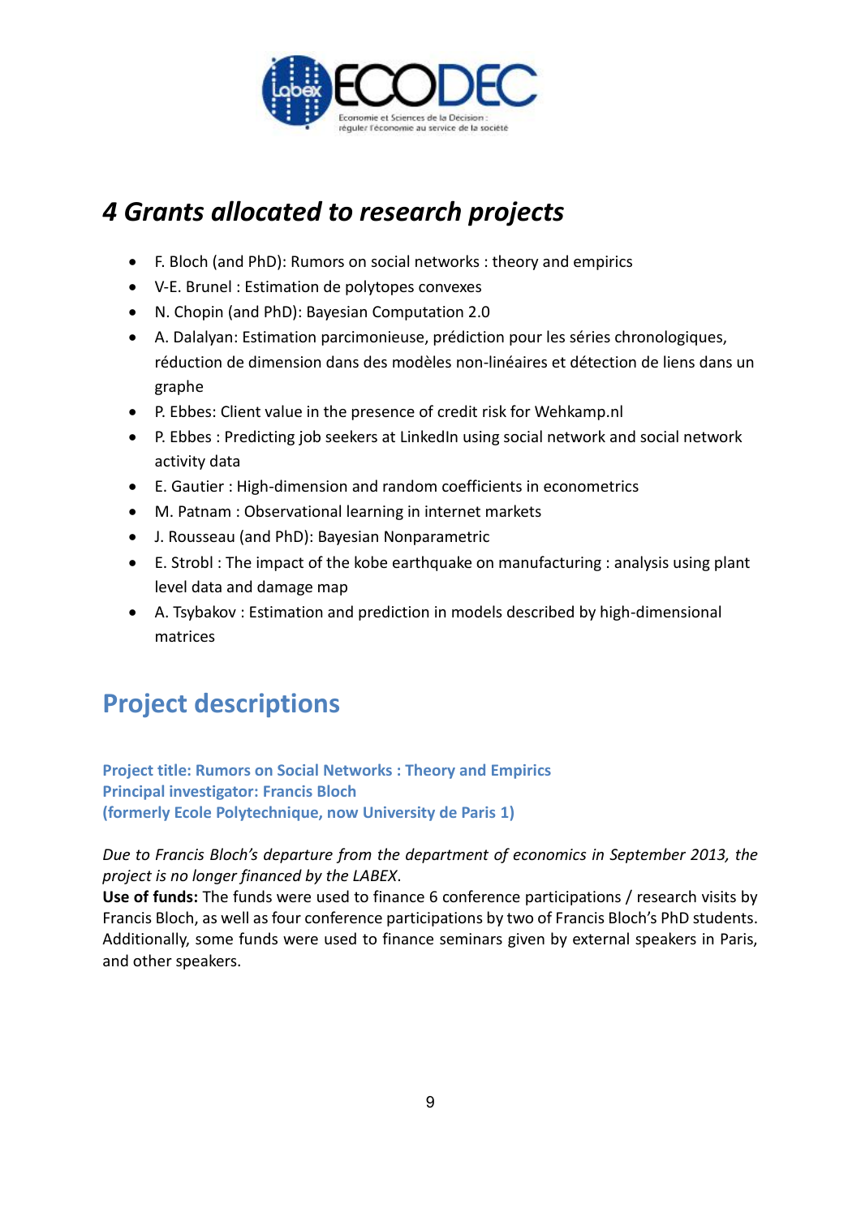# 4 Grants allocated to research projects

- F. Bloch (and PhD): Rumors on social networks : theory and empirics
- V-E. Brunel : Estimation de polytopes convexes
- N. Chopin (and PhD): Bayesian Computation 2.0
- A. Dalalyan: Estimation parcimonieuse, prédiction pour les séries chronologiques, réduction de dimension dans des modèles non-linéaires et détection de liens dans un graphe
- P. Ebbes: Client value in the presence of credit risk for Wehkamp.nl
- P. Ebbes : Predicting job seekers at LinkedIn using social network and social network activity data
- E. Gautier : High-dimension and random coefficients in econometrics
- M. Patnam : Observational learning in internet markets
- J. Rousseau (and PhD): Bayesian Nonparametric
- E. Strobl : The impact of the kobe earthquake on manufacturing : analysis using plant level data and damage map
- A. Tsybakov : Estimation and prediction in models described by high-dimensional matrices

## Project descriptions

**Project title: Rumors on Social Networks : Theory and Empirics**
**Principal investigator: Francis Bloch**
**(formerly Ecole Polytechnique, now University de Paris 1)**

*Due to Francis Bloch's departure from the department of economics in September 2013, the project is no longer financed by the LABEX*.

**Use of funds:** The funds were used to finance 6 conference participations / research visits by Francis Bloch, as well as four conference participations by two of Francis Bloch's PhD students. Additionally, some funds were used to finance seminars given by external speakers in Paris, and other speakers.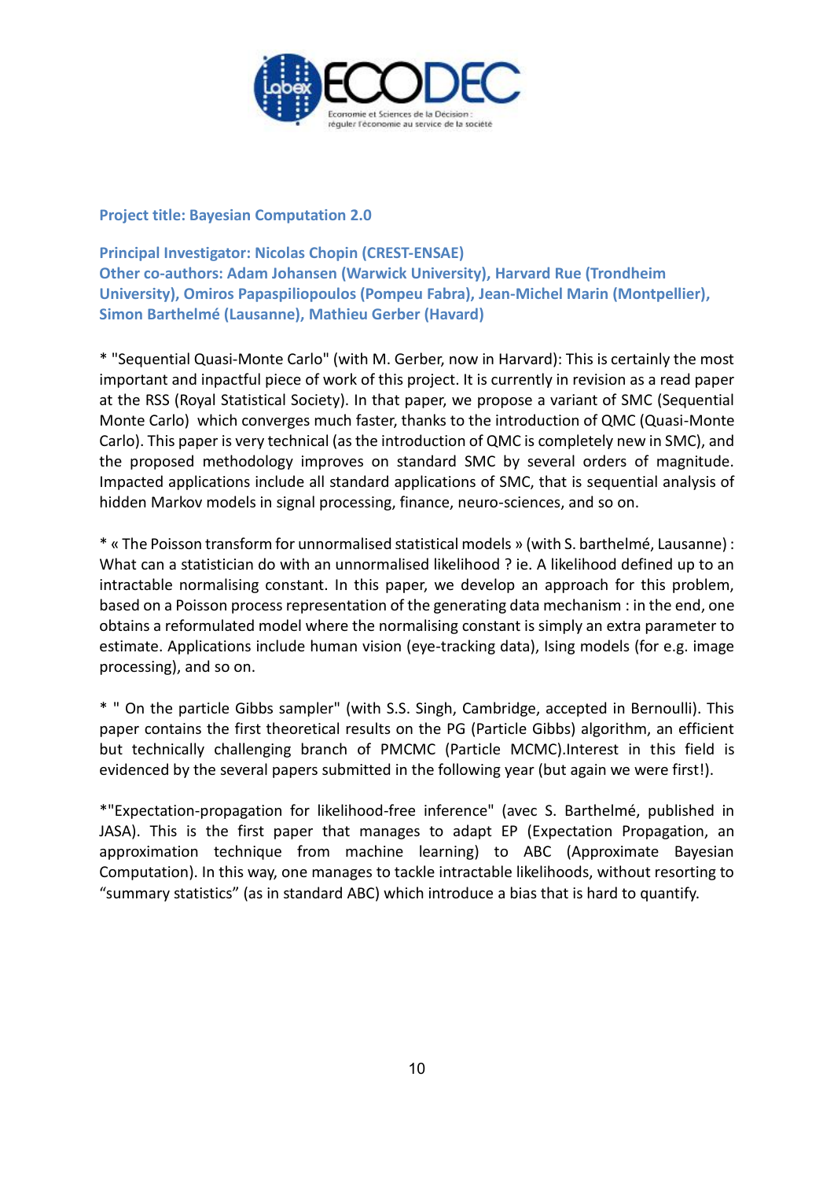**Project title: Bayesian Computation 2.0**

**Principal Investigator: Nicolas Chopin (CREST-ENSAE)**
**Other co-authors: Adam Johansen (Warwick University), Harvard Rue (Trondheim University), Omiros Papaspiliopoulos (Pompeu Fabra), Jean-Michel Marin (Montpellier), Simon Barthelmé (Lausanne), Mathieu Gerber (Havard)**

* "Sequential Quasi-Monte Carlo" (with M. Gerber, now in Harvard): This is certainly the most important and inpactful piece of work of this project. It is currently in revision as a read paper at the RSS (Royal Statistical Society). In that paper, we propose a variant of SMC (Sequential Monte Carlo) which converges much faster, thanks to the introduction of QMC (Quasi-Monte Carlo). This paper is very technical (as the introduction of QMC is completely new in SMC), and the proposed methodology improves on standard SMC by several orders of magnitude. Impacted applications include all standard applications of SMC, that is sequential analysis of hidden Markov models in signal processing, finance, neuro-sciences, and so on.

* « The Poisson transform for unnormalised statistical models » (with S. barthelmé, Lausanne) : What can a statistician do with an unnormalised likelihood ? ie. A likelihood defined up to an intractable normalising constant. In this paper, we develop an approach for this problem, based on a Poisson process representation of the generating data mechanism : in the end, one obtains a reformulated model where the normalising constant is simply an extra parameter to estimate. Applications include human vision (eye-tracking data), Ising models (for e.g. image processing), and so on.

* " On the particle Gibbs sampler" (with S.S. Singh, Cambridge, accepted in Bernoulli). This paper contains the first theoretical results on the PG (Particle Gibbs) algorithm, an efficient but technically challenging branch of PMCMC (Particle MCMC).Interest in this field is evidenced by the several papers submitted in the following year (but again we were first!).

*"Expectation-propagation for likelihood-free inference" (avec S. Barthelmé, published in JASA). This is the first paper that manages to adapt EP (Expectation Propagation, an approximation technique from machine learning) to ABC (Approximate Bayesian Computation). In this way, one manages to tackle intractable likelihoods, without resorting to "summary statistics" (as in standard ABC) which introduce a bias that is hard to quantify.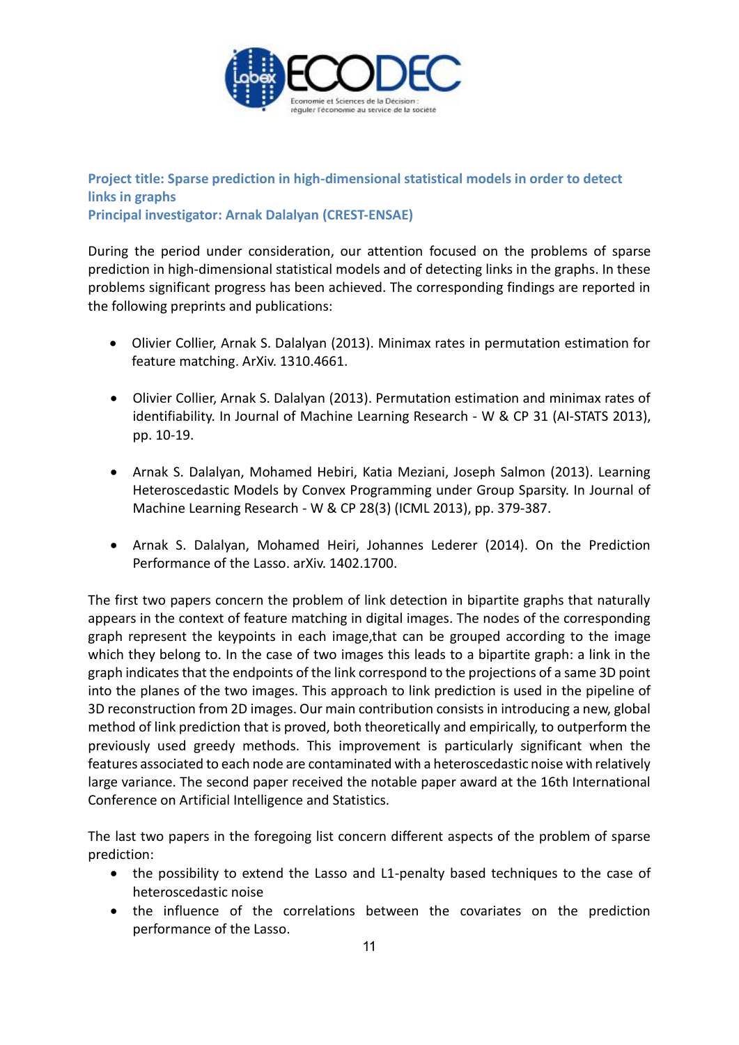**Project title: Sparse prediction in high-dimensional statistical models in order to detect links in graphs**
**Principal investigator: Arnak Dalalyan (CREST-ENSAE)**

During the period under consideration, our attention focused on the problems of sparse prediction in high-dimensional statistical models and of detecting links in the graphs. In these problems significant progress has been achieved. The corresponding findings are reported in the following preprints and publications:

- Olivier Collier, Arnak S. Dalalyan (2013). Minimax rates in permutation estimation for feature matching. ArXiv. 1310.4661.
- Olivier Collier, Arnak S. Dalalyan (2013). Permutation estimation and minimax rates of identifiability. In Journal of Machine Learning Research - W & CP 31 (AI-STATS 2013), pp. 10-19.
- Arnak S. Dalalyan, Mohamed Hebiri, Katia Meziani, Joseph Salmon (2013). Learning Heteroscedastic Models by Convex Programming under Group Sparsity. In Journal of Machine Learning Research - W & CP 28(3) (ICML 2013), pp. 379-387.
- Arnak S. Dalalyan, Mohamed Heiri, Johannes Lederer (2014). On the Prediction Performance of the Lasso. arXiv. 1402.1700.

The first two papers concern the problem of link detection in bipartite graphs that naturally appears in the context of feature matching in digital images. The nodes of the corresponding graph represent the keypoints in each image,that can be grouped according to the image which they belong to. In the case of two images this leads to a bipartite graph: a link in the graph indicates that the endpoints of the link correspond to the projections of a same 3D point into the planes of the two images. This approach to link prediction is used in the pipeline of 3D reconstruction from 2D images. Our main contribution consists in introducing a new, global method of link prediction that is proved, both theoretically and empirically, to outperform the previously used greedy methods. This improvement is particularly significant when the features associated to each node are contaminated with a heteroscedastic noise with relatively large variance. The second paper received the notable paper award at the 16th International Conference on Artificial Intelligence and Statistics.

The last two papers in the foregoing list concern different aspects of the problem of sparse prediction:

- the possibility to extend the Lasso and L1-penalty based techniques to the case of heteroscedastic noise
- the influence of the correlations between the covariates on the prediction performance of the Lasso.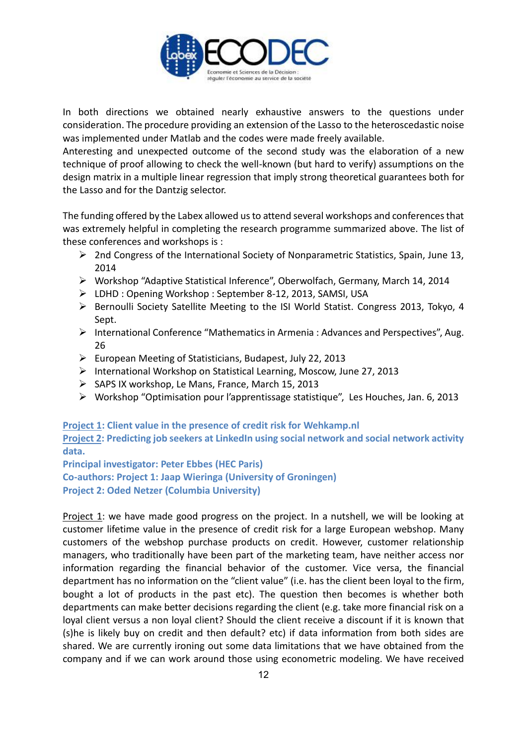In both directions we obtained nearly exhaustive answers to the questions under consideration. The procedure providing an extension of the Lasso to the heteroscedastic noise was implemented under Matlab and the codes were made freely available.
Anteresting and unexpected outcome of the second study was the elaboration of a new technique of proof allowing to check the well-known (but hard to verify) assumptions on the design matrix in a multiple linear regression that imply strong theoretical guarantees both for the Lasso and for the Dantzig selector.

The funding offered by the Labex allowed us to attend several workshops and conferences that was extremely helpful in completing the research programme summarized above. The list of these conferences and workshops is :

- 2nd Congress of the International Society of Nonparametric Statistics, Spain, June 13, 2014
- Workshop "Adaptive Statistical Inference", Oberwolfach, Germany, March 14, 2014
- LDHD : Opening Workshop : September 8-12, 2013, SAMSI, USA
- Bernoulli Society Satellite Meeting to the ISI World Statist. Congress 2013, Tokyo, 4 Sept.
- International Conference "Mathematics in Armenia : Advances and Perspectives", Aug. 26
- European Meeting of Statisticians, Budapest, July 22, 2013
- International Workshop on Statistical Learning, Moscow, June 27, 2013
- SAPS IX workshop, Le Mans, France, March 15, 2013
- Workshop "Optimisation pour l'apprentissage statistique", Les Houches, Jan. 6, 2013

**Project 1: Client value in the presence of credit risk for Wehkamp.nl**
**Project 2: Predicting job seekers at LinkedIn using social network and social network activity data.**
**Principal investigator: Peter Ebbes (HEC Paris)**
**Co-authors: Project 1: Jaap Wieringa (University of Groningen)**
**Project 2: Oded Netzer (Columbia University)**

Project 1: we have made good progress on the project. In a nutshell, we will be looking at customer lifetime value in the presence of credit risk for a large European webshop. Many customers of the webshop purchase products on credit. However, customer relationship managers, who traditionally have been part of the marketing team, have neither access nor information regarding the financial behavior of the customer. Vice versa, the financial department has no information on the "client value" (i.e. has the client been loyal to the firm, bought a lot of products in the past etc). The question then becomes is whether both departments can make better decisions regarding the client (e.g. take more financial risk on a loyal client versus a non loyal client? Should the client receive a discount if it is known that (s)he is likely buy on credit and then default? etc) if data information from both sides are shared. We are currently ironing out some data limitations that we have obtained from the company and if we can work around those using econometric modeling. We have received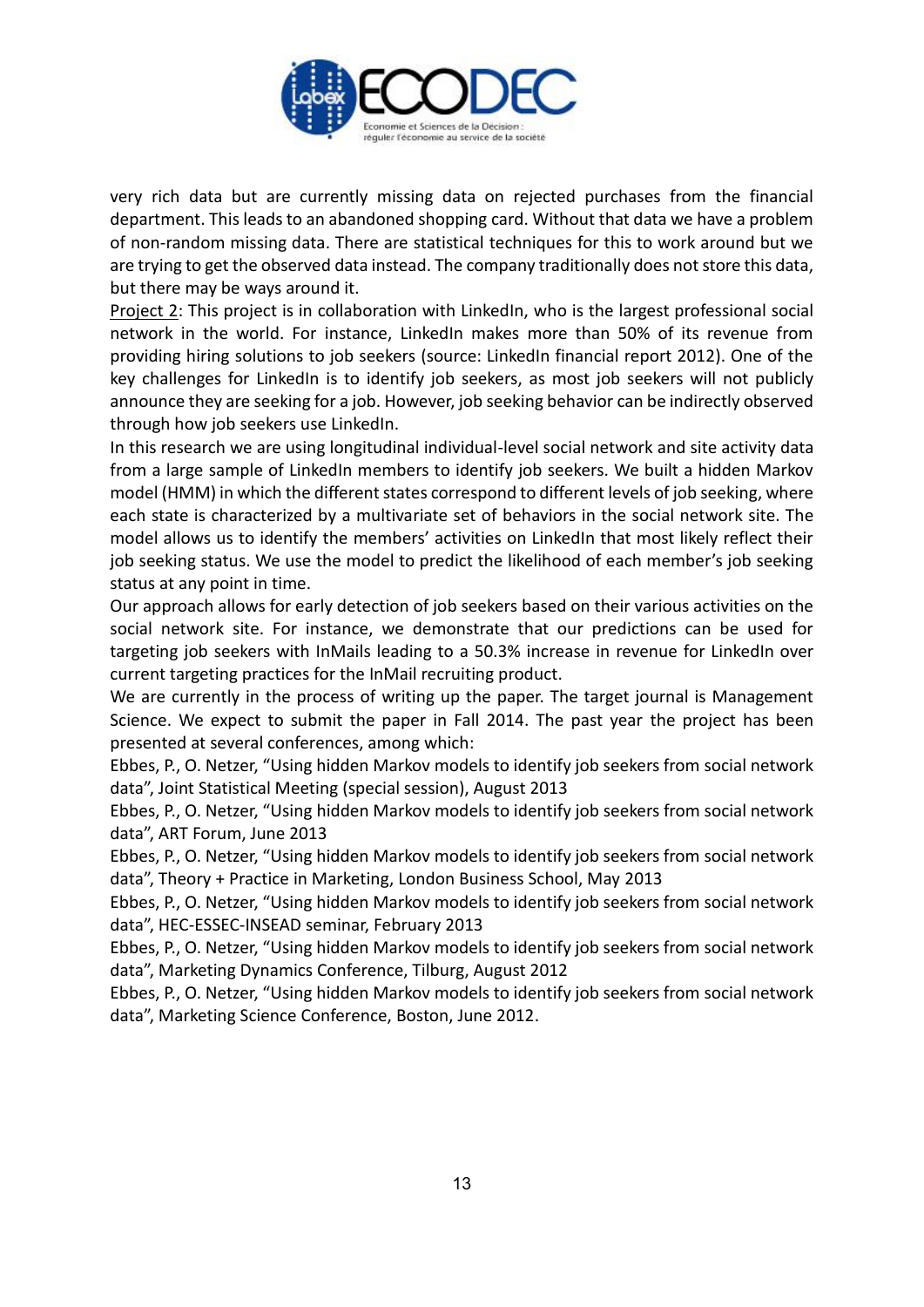very rich data but are currently missing data on rejected purchases from the financial department. This leads to an abandoned shopping card. Without that data we have a problem of non-random missing data. There are statistical techniques for this to work around but we are trying to get the observed data instead. The company traditionally does not store this data, but there may be ways around it.

Project 2: This project is in collaboration with LinkedIn, who is the largest professional social network in the world. For instance, LinkedIn makes more than 50% of its revenue from providing hiring solutions to job seekers (source: LinkedIn financial report 2012). One of the key challenges for LinkedIn is to identify job seekers, as most job seekers will not publicly announce they are seeking for a job. However, job seeking behavior can be indirectly observed through how job seekers use LinkedIn.

In this research we are using longitudinal individual-level social network and site activity data from a large sample of LinkedIn members to identify job seekers. We built a hidden Markov model (HMM) in which the different states correspond to different levels of job seeking, where each state is characterized by a multivariate set of behaviors in the social network site. The model allows us to identify the members' activities on LinkedIn that most likely reflect their job seeking status. We use the model to predict the likelihood of each member's job seeking status at any point in time.

Our approach allows for early detection of job seekers based on their various activities on the social network site. For instance, we demonstrate that our predictions can be used for targeting job seekers with InMails leading to a 50.3% increase in revenue for LinkedIn over current targeting practices for the InMail recruiting product.

We are currently in the process of writing up the paper. The target journal is Management Science. We expect to submit the paper in Fall 2014. The past year the project has been presented at several conferences, among which:

Ebbes, P., O. Netzer, "Using hidden Markov models to identify job seekers from social network data", Joint Statistical Meeting (special session), August 2013

Ebbes, P., O. Netzer, "Using hidden Markov models to identify job seekers from social network data", ART Forum, June 2013

Ebbes, P., O. Netzer, "Using hidden Markov models to identify job seekers from social network data", Theory + Practice in Marketing, London Business School, May 2013

Ebbes, P., O. Netzer, "Using hidden Markov models to identify job seekers from social network data", HEC-ESSEC-INSEAD seminar, February 2013

Ebbes, P., O. Netzer, "Using hidden Markov models to identify job seekers from social network data", Marketing Dynamics Conference, Tilburg, August 2012

Ebbes, P., O. Netzer, "Using hidden Markov models to identify job seekers from social network data", Marketing Science Conference, Boston, June 2012.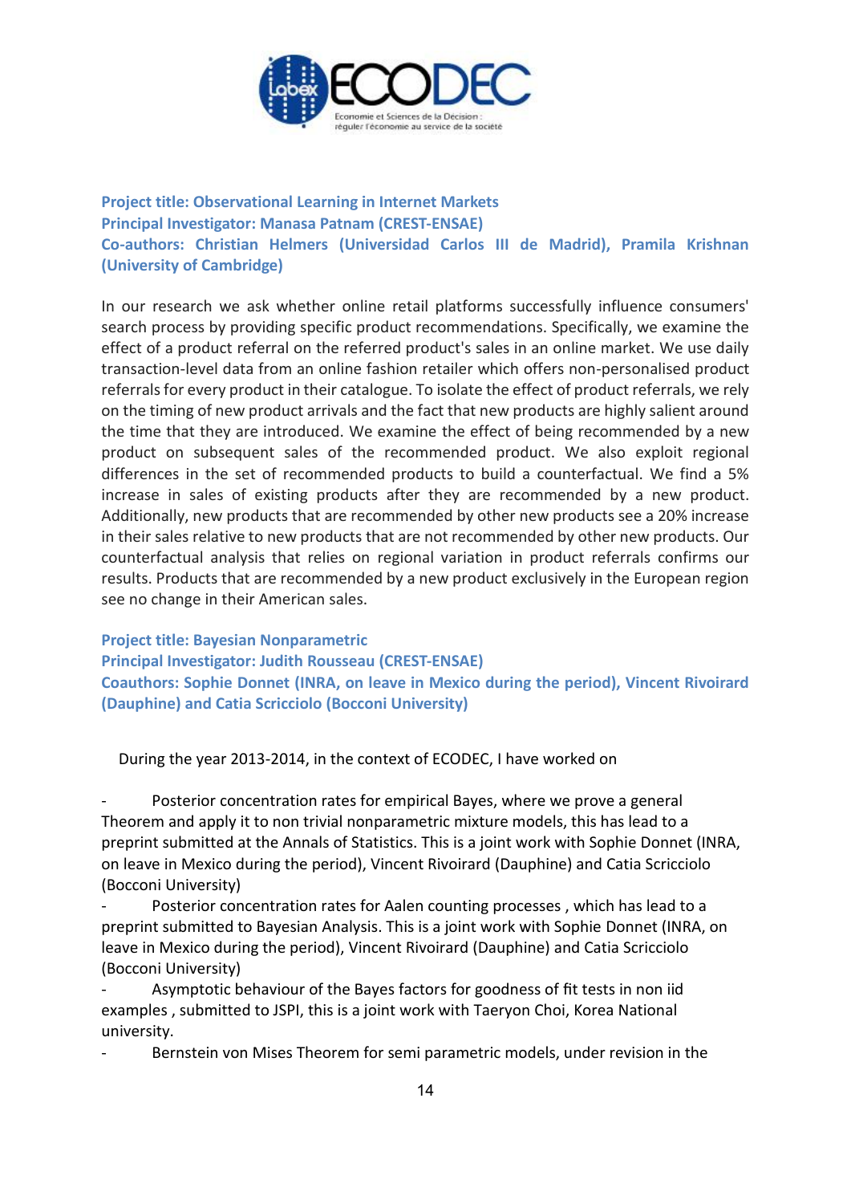**Project title: Observational Learning in Internet Markets**
**Principal Investigator: Manasa Patnam (CREST-ENSAE)**
**Co-authors: Christian Helmers (Universidad Carlos III de Madrid), Pramila Krishnan (University of Cambridge)**

In our research we ask whether online retail platforms successfully influence consumers' search process by providing specific product recommendations. Specifically, we examine the effect of a product referral on the referred product's sales in an online market. We use daily transaction-level data from an online fashion retailer which offers non-personalised product referrals for every product in their catalogue. To isolate the effect of product referrals, we rely on the timing of new product arrivals and the fact that new products are highly salient around the time that they are introduced. We examine the effect of being recommended by a new product on subsequent sales of the recommended product. We also exploit regional differences in the set of recommended products to build a counterfactual. We find a 5% increase in sales of existing products after they are recommended by a new product. Additionally, new products that are recommended by other new products see a 20% increase in their sales relative to new products that are not recommended by other new products. Our counterfactual analysis that relies on regional variation in product referrals confirms our results. Products that are recommended by a new product exclusively in the European region see no change in their American sales.

**Project title: Bayesian Nonparametric**
**Principal Investigator: Judith Rousseau (CREST-ENSAE)**
**Coauthors: Sophie Donnet (INRA, on leave in Mexico during the period), Vincent Rivoirard (Dauphine) and Catia Scricciolo (Bocconi University)**

During the year 2013-2014, in the context of ECODEC, I have worked on

- Posterior concentration rates for empirical Bayes, where we prove a general Theorem and apply it to non trivial nonparametric mixture models, this has lead to a preprint submitted at the Annals of Statistics. This is a joint work with Sophie Donnet (INRA, on leave in Mexico during the period), Vincent Rivoirard (Dauphine) and Catia Scricciolo (Bocconi University)
- Posterior concentration rates for Aalen counting processes , which has lead to a preprint submitted to Bayesian Analysis. This is a joint work with Sophie Donnet (INRA, on leave in Mexico during the period), Vincent Rivoirard (Dauphine) and Catia Scricciolo (Bocconi University)
- Asymptotic behaviour of the Bayes factors for goodness of fit tests in non iid examples , submitted to JSPI, this is a joint work with Taeryon Choi, Korea National university.
- Bernstein von Mises Theorem for semi parametric models, under revision in the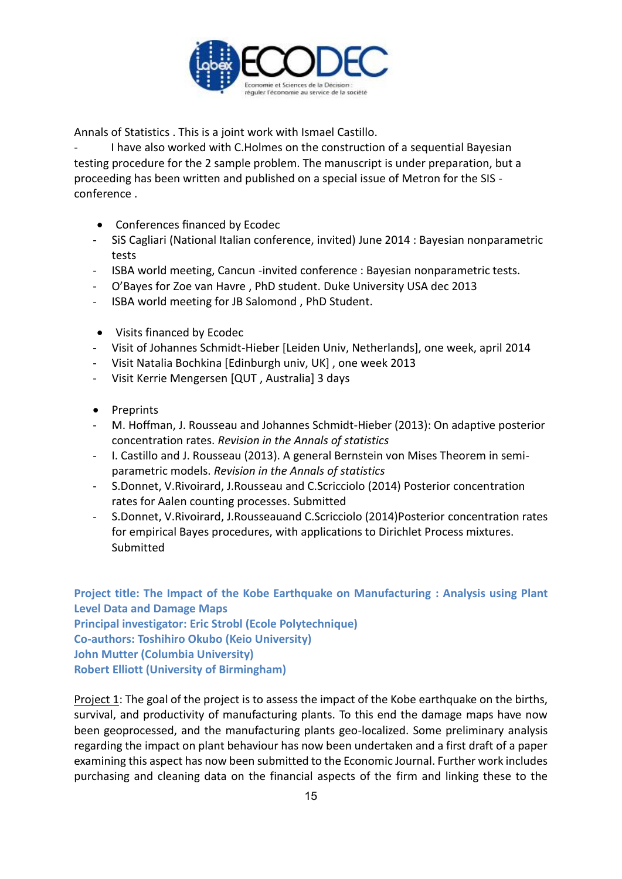Annals of Statistics . This is a joint work with Ismael Castillo.

- I have also worked with C.Holmes on the construction of a sequential Bayesian testing procedure for the 2 sample problem. The manuscript is under preparation, but a proceeding has been written and published on a special issue of Metron for the SIS - conference .

- Conferences financed by Ecodec
  - SiS Cagliari (National Italian conference, invited) June 2014 : Bayesian nonparametric tests
  - ISBA world meeting, Cancun -invited conference : Bayesian nonparametric tests.
  - O'Bayes for Zoe van Havre , PhD student. Duke University USA dec 2013
  - ISBA world meeting for JB Salomond , PhD Student.

- Visits financed by Ecodec
  - Visit of Johannes Schmidt-Hieber [Leiden Univ, Netherlands], one week, april 2014
  - Visit Natalia Bochkina [Edinburgh univ, UK] , one week 2013
  - Visit Kerrie Mengersen [QUT , Australia] 3 days

- Preprints
  - M. Hoffman, J. Rousseau and Johannes Schmidt-Hieber (2013): On adaptive posterior concentration rates. *Revision in the Annals of statistics*
  - I. Castillo and J. Rousseau (2013). A general Bernstein von Mises Theorem in semi-parametric models. *Revision in the Annals of statistics*
  - S.Donnet, V.Rivoirard, J.Rousseau and C.Scricciolo (2014) Posterior concentration rates for Aalen counting processes. Submitted
  - S.Donnet, V.Rivoirard, J.Rousseauand C.Scricciolo (2014)Posterior concentration rates for empirical Bayes procedures, with applications to Dirichlet Process mixtures. Submitted

**Project title: The Impact of the Kobe Earthquake on Manufacturing : Analysis using Plant Level Data and Damage Maps**
**Principal investigator: Eric Strobl (Ecole Polytechnique)**
**Co-authors: Toshihiro Okubo (Keio University)**
**John Mutter (Columbia University)**
**Robert Elliott (University of Birmingham)**

Project 1: The goal of the project is to assess the impact of the Kobe earthquake on the births, survival, and productivity of manufacturing plants. To this end the damage maps have now been geoprocessed, and the manufacturing plants geo-localized. Some preliminary analysis regarding the impact on plant behaviour has now been undertaken and a first draft of a paper examining this aspect has now been submitted to the Economic Journal. Further work includes purchasing and cleaning data on the financial aspects of the firm and linking these to the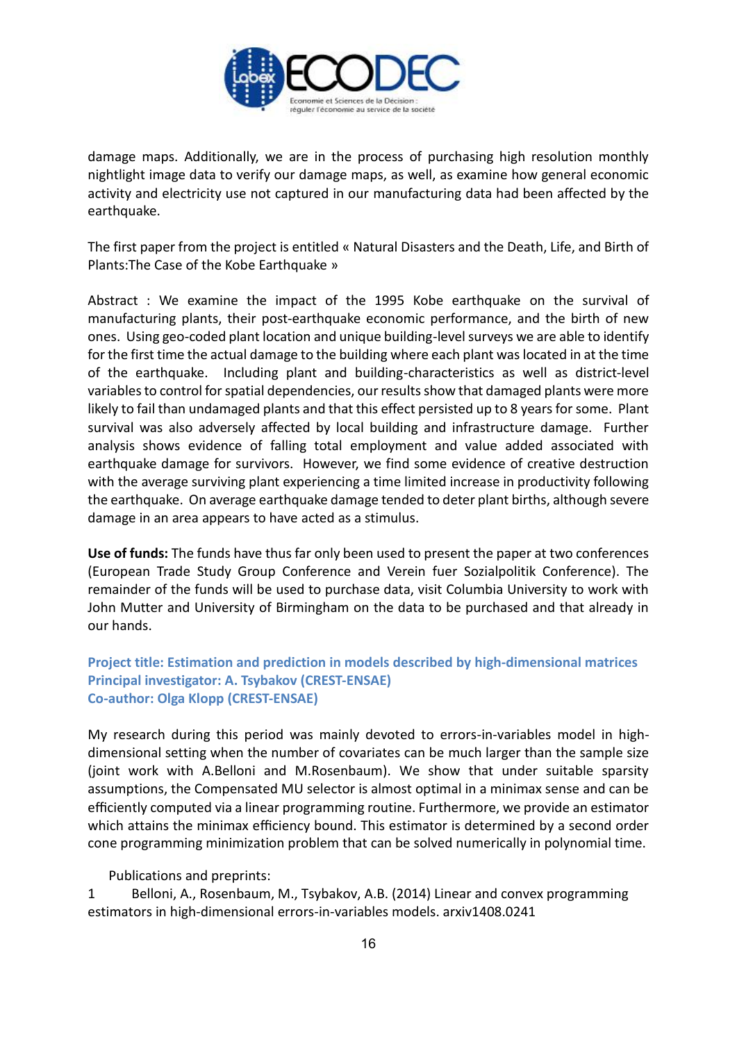damage maps. Additionally, we are in the process of purchasing high resolution monthly nightlight image data to verify our damage maps, as well, as examine how general economic activity and electricity use not captured in our manufacturing data had been affected by the earthquake.

The first paper from the project is entitled « Natural Disasters and the Death, Life, and Birth of Plants:The Case of the Kobe Earthquake »

Abstract : We examine the impact of the 1995 Kobe earthquake on the survival of manufacturing plants, their post-earthquake economic performance, and the birth of new ones. Using geo-coded plant location and unique building-level surveys we are able to identify for the first time the actual damage to the building where each plant was located in at the time of the earthquake. Including plant and building-characteristics as well as district-level variables to control for spatial dependencies, our results show that damaged plants were more likely to fail than undamaged plants and that this effect persisted up to 8 years for some. Plant survival was also adversely affected by local building and infrastructure damage. Further analysis shows evidence of falling total employment and value added associated with earthquake damage for survivors. However, we find some evidence of creative destruction with the average surviving plant experiencing a time limited increase in productivity following the earthquake. On average earthquake damage tended to deter plant births, although severe damage in an area appears to have acted as a stimulus.

**Use of funds:** The funds have thus far only been used to present the paper at two conferences (European Trade Study Group Conference and Verein fuer Sozialpolitik Conference). The remainder of the funds will be used to purchase data, visit Columbia University to work with John Mutter and University of Birmingham on the data to be purchased and that already in our hands.

### Project title: Estimation and prediction in models described by high-dimensional matrices
### Principal investigator: A. Tsybakov (CREST-ENSAE)
### Co-author: Olga Klopp (CREST-ENSAE)

My research during this period was mainly devoted to errors-in-variables model in high-dimensional setting when the number of covariates can be much larger than the sample size (joint work with A.Belloni and M.Rosenbaum). We show that under suitable sparsity assumptions, the Compensated MU selector is almost optimal in a minimax sense and can be efficiently computed via a linear programming routine. Furthermore, we provide an estimator which attains the minimax efficiency bound. This estimator is determined by a second order cone programming minimization problem that can be solved numerically in polynomial time.

Publications and preprints:

1. Belloni, A., Rosenbaum, M., Tsybakov, A.B. (2014) Linear and convex programming estimators in high-dimensional errors-in-variables models. arxiv1408.0241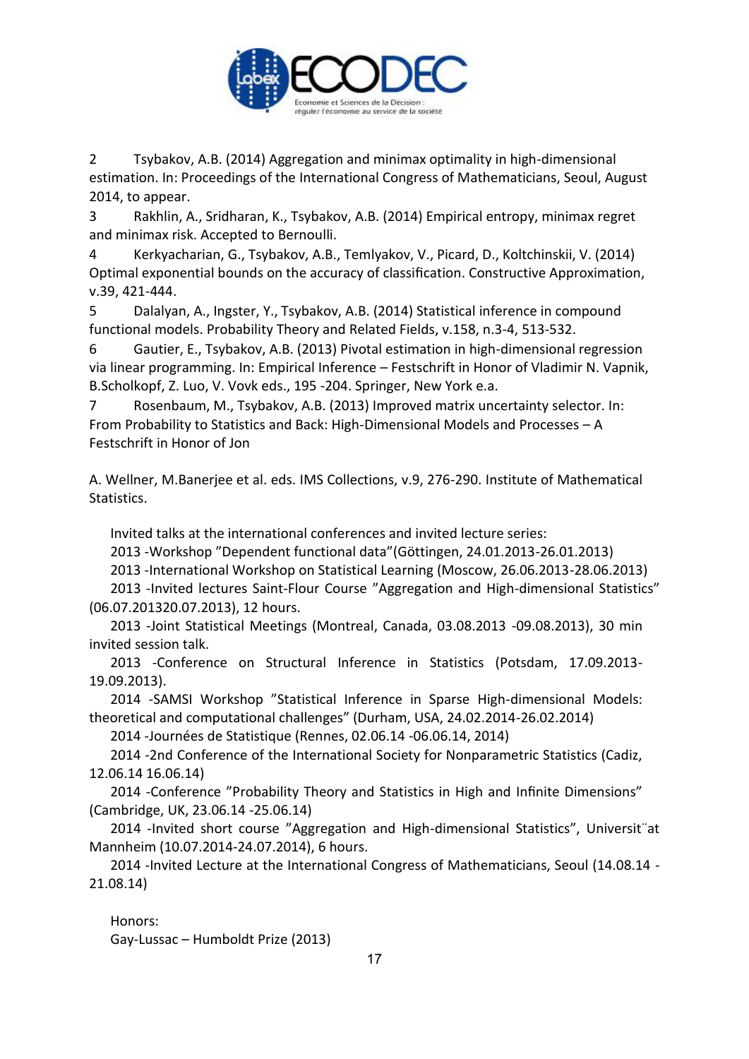2 Tsybakov, A.B. (2014) Aggregation and minimax optimality in high-dimensional estimation. In: Proceedings of the International Congress of Mathematicians, Seoul, August 2014, to appear.

3 Rakhlin, A., Sridharan, K., Tsybakov, A.B. (2014) Empirical entropy, minimax regret and minimax risk. Accepted to Bernoulli.

4 Kerkyacharian, G., Tsybakov, A.B., Temlyakov, V., Picard, D., Koltchinskii, V. (2014) Optimal exponential bounds on the accuracy of classification. Constructive Approximation, v.39, 421-444.

5 Dalalyan, A., Ingster, Y., Tsybakov, A.B. (2014) Statistical inference in compound functional models. Probability Theory and Related Fields, v.158, n.3-4, 513-532.

6 Gautier, E., Tsybakov, A.B. (2013) Pivotal estimation in high-dimensional regression via linear programming. In: Empirical Inference – Festschrift in Honor of Vladimir N. Vapnik, B.Scholkopf, Z. Luo, V. Vovk eds., 195 -204. Springer, New York e.a.

7 Rosenbaum, M., Tsybakov, A.B. (2013) Improved matrix uncertainty selector. In: From Probability to Statistics and Back: High-Dimensional Models and Processes – A Festschrift in Honor of Jon

A. Wellner, M.Banerjee et al. eds. IMS Collections, v.9, 276-290. Institute of Mathematical Statistics.

Invited talks at the international conferences and invited lecture series:

2013 -Workshop ”Dependent functional data”(Göttingen, 24.01.2013-26.01.2013)

2013 -International Workshop on Statistical Learning (Moscow, 26.06.2013-28.06.2013)

2013 -Invited lectures Saint-Flour Course ”Aggregation and High-dimensional Statistics” (06.07.201320.07.2013), 12 hours.

2013 -Joint Statistical Meetings (Montreal, Canada, 03.08.2013 -09.08.2013), 30 min invited session talk.

2013 -Conference on Structural Inference in Statistics (Potsdam, 17.09.2013-19.09.2013).

2014 -SAMSI Workshop ”Statistical Inference in Sparse High-dimensional Models: theoretical and computational challenges” (Durham, USA, 24.02.2014-26.02.2014)

2014 -Journées de Statistique (Rennes, 02.06.14 -06.06.14, 2014)

2014 -2nd Conference of the International Society for Nonparametric Statistics (Cadiz, 12.06.14 16.06.14)

2014 -Conference ”Probability Theory and Statistics in High and Infinite Dimensions” (Cambridge, UK, 23.06.14 -25.06.14)

2014 -Invited short course ”Aggregation and High-dimensional Statistics”, Universit¨at Mannheim (10.07.2014-24.07.2014), 6 hours.

2014 -Invited Lecture at the International Congress of Mathematicians, Seoul (14.08.14 -21.08.14)

Honors:

Gay-Lussac – Humboldt Prize (2013)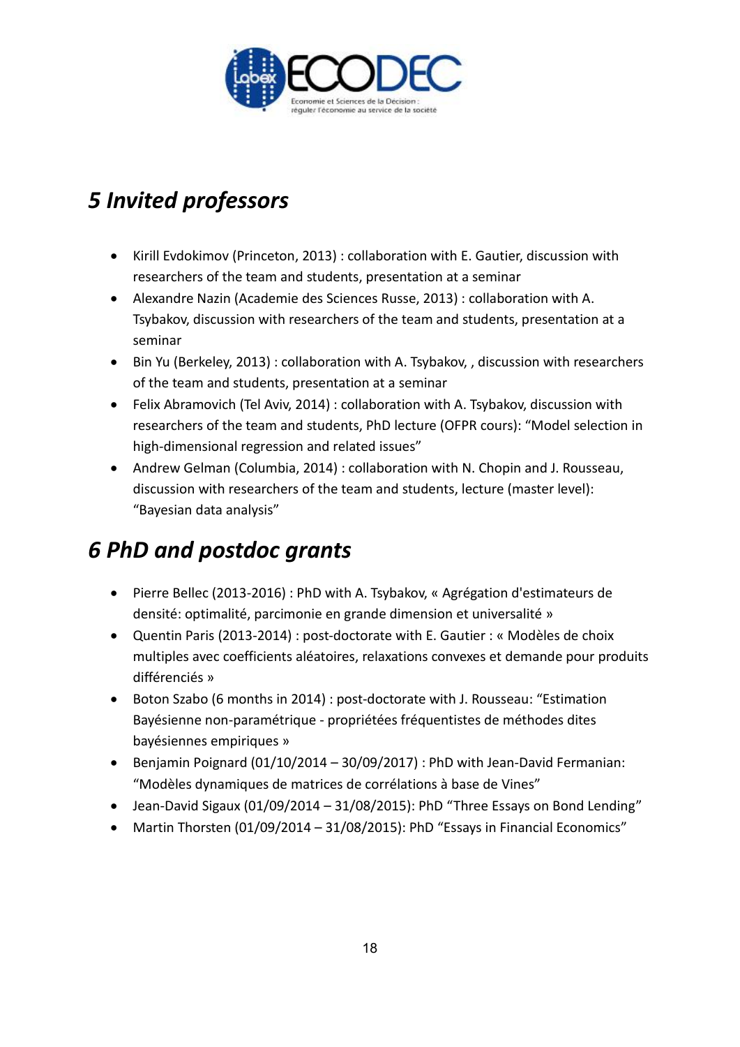## *5 Invited professors*

- Kirill Evdokimov (Princeton, 2013) : collaboration with E. Gautier, discussion with researchers of the team and students, presentation at a seminar
- Alexandre Nazin (Academie des Sciences Russe, 2013) : collaboration with A. Tsybakov, discussion with researchers of the team and students, presentation at a seminar
- Bin Yu (Berkeley, 2013) : collaboration with A. Tsybakov, , discussion with researchers of the team and students, presentation at a seminar
- Felix Abramovich (Tel Aviv, 2014) : collaboration with A. Tsybakov, discussion with researchers of the team and students, PhD lecture (OFPR cours): “Model selection in high-dimensional regression and related issues”
- Andrew Gelman (Columbia, 2014) : collaboration with N. Chopin and J. Rousseau, discussion with researchers of the team and students, lecture (master level): “Bayesian data analysis”

## *6 PhD and postdoc grants*

- Pierre Bellec (2013-2016) : PhD with A. Tsybakov, « Agrégation d'estimateurs de densité: optimalité, parcimonie en grande dimension et universalité »
- Quentin Paris (2013-2014) : post-doctorate with E. Gautier : « Modèles de choix multiples avec coefficients aléatoires, relaxations convexes et demande pour produits différenciés »
- Boton Szabo (6 months in 2014) : post-doctorate with J. Rousseau: “Estimation Bayésienne non-paramétrique - propriétées fréquentistes de méthodes dites bayésiennes empiriques »
- Benjamin Poignard (01/10/2014 – 30/09/2017) : PhD with Jean-David Fermanian: “Modèles dynamiques de matrices de corrélations à base de Vines”
- Jean-David Sigaux (01/09/2014 – 31/08/2015): PhD “Three Essays on Bond Lending”
- Martin Thorsten (01/09/2014 – 31/08/2015): PhD “Essays in Financial Economics”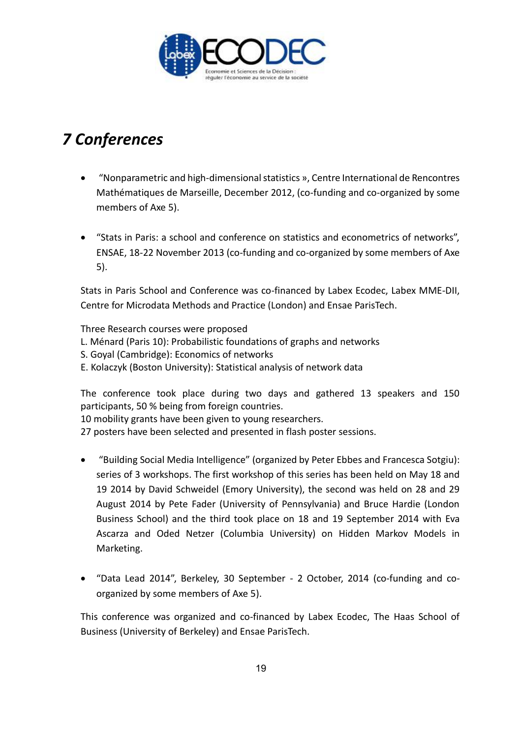# *7 Conferences*

- "Nonparametric and high-dimensional statistics », Centre International de Rencontres Mathématiques de Marseille, December 2012, (co-funding and co-organized by some members of Axe 5).

- "Stats in Paris: a school and conference on statistics and econometrics of networks", ENSAE, 18-22 November 2013 (co-funding and co-organized by some members of Axe 5).

Stats in Paris School and Conference was co-financed by Labex Ecodec, Labex MME-DII, Centre for Microdata Methods and Practice (London) and Ensae ParisTech.

Three Research courses were proposed
L. Ménard (Paris 10): Probabilistic foundations of graphs and networks
S. Goyal (Cambridge): Economics of networks
E. Kolaczyk (Boston University): Statistical analysis of network data

The conference took place during two days and gathered 13 speakers and 150 participants, 50 % being from foreign countries.
10 mobility grants have been given to young researchers.
27 posters have been selected and presented in flash poster sessions.

- "Building Social Media Intelligence" (organized by Peter Ebbes and Francesca Sotgiu): series of 3 workshops. The first workshop of this series has been held on May 18 and 19 2014 by David Schweidel (Emory University), the second was held on 28 and 29 August 2014 by Pete Fader (University of Pennsylvania) and Bruce Hardie (London Business School) and the third took place on 18 and 19 September 2014 with Eva Ascarza and Oded Netzer (Columbia University) on Hidden Markov Models in Marketing.

- "Data Lead 2014", Berkeley, 30 September - 2 October, 2014 (co-funding and co-organized by some members of Axe 5).

This conference was organized and co-financed by Labex Ecodec, The Haas School of Business (University of Berkeley) and Ensae ParisTech.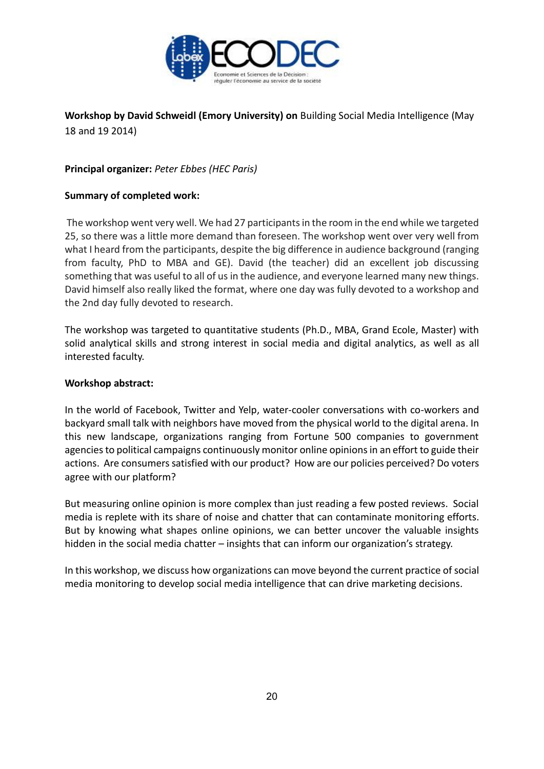**Workshop by David Schweidl (Emory University) on** Building Social Media Intelligence (May 18 and 19 2014)

**Principal organizer:** *Peter Ebbes (HEC Paris)*

**Summary of completed work:**

The workshop went very well. We had 27 participants in the room in the end while we targeted 25, so there was a little more demand than foreseen. The workshop went over very well from what I heard from the participants, despite the big difference in audience background (ranging from faculty, PhD to MBA and GE). David (the teacher) did an excellent job discussing something that was useful to all of us in the audience, and everyone learned many new things. David himself also really liked the format, where one day was fully devoted to a workshop and the 2nd day fully devoted to research.

The workshop was targeted to quantitative students (Ph.D., MBA, Grand Ecole, Master) with solid analytical skills and strong interest in social media and digital analytics, as well as all interested faculty.

**Workshop abstract:**

In the world of Facebook, Twitter and Yelp, water-cooler conversations with co-workers and backyard small talk with neighbors have moved from the physical world to the digital arena. In this new landscape, organizations ranging from Fortune 500 companies to government agencies to political campaigns continuously monitor online opinions in an effort to guide their actions. Are consumers satisfied with our product? How are our policies perceived? Do voters agree with our platform?

But measuring online opinion is more complex than just reading a few posted reviews. Social media is replete with its share of noise and chatter that can contaminate monitoring efforts. But by knowing what shapes online opinions, we can better uncover the valuable insights hidden in the social media chatter – insights that can inform our organization's strategy.

In this workshop, we discuss how organizations can move beyond the current practice of social media monitoring to develop social media intelligence that can drive marketing decisions.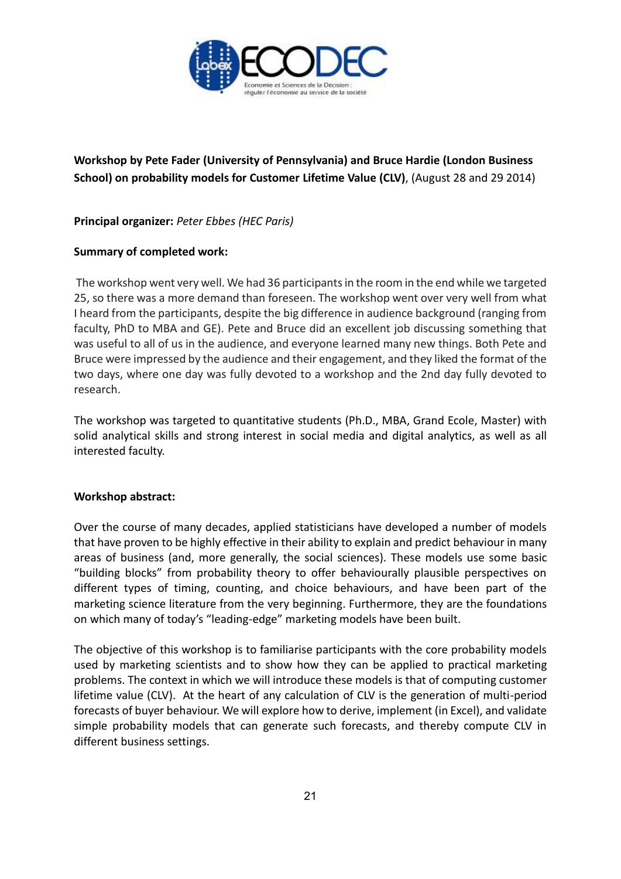**Workshop by Pete Fader (University of Pennsylvania) and Bruce Hardie (London Business School) on probability models for Customer Lifetime Value (CLV)**, (August 28 and 29 2014)

**Principal organizer:** *Peter Ebbes (HEC Paris)*

**Summary of completed work:**

The workshop went very well. We had 36 participants in the room in the end while we targeted 25, so there was a more demand than foreseen. The workshop went over very well from what I heard from the participants, despite the big difference in audience background (ranging from faculty, PhD to MBA and GE). Pete and Bruce did an excellent job discussing something that was useful to all of us in the audience, and everyone learned many new things. Both Pete and Bruce were impressed by the audience and their engagement, and they liked the format of the two days, where one day was fully devoted to a workshop and the 2nd day fully devoted to research.

The workshop was targeted to quantitative students (Ph.D., MBA, Grand Ecole, Master) with solid analytical skills and strong interest in social media and digital analytics, as well as all interested faculty.

**Workshop abstract:**

Over the course of many decades, applied statisticians have developed a number of models that have proven to be highly effective in their ability to explain and predict behaviour in many areas of business (and, more generally, the social sciences). These models use some basic "building blocks" from probability theory to offer behaviourally plausible perspectives on different types of timing, counting, and choice behaviours, and have been part of the marketing science literature from the very beginning. Furthermore, they are the foundations on which many of today's "leading-edge" marketing models have been built.

The objective of this workshop is to familiarise participants with the core probability models used by marketing scientists and to show how they can be applied to practical marketing problems. The context in which we will introduce these models is that of computing customer lifetime value (CLV). At the heart of any calculation of CLV is the generation of multi-period forecasts of buyer behaviour. We will explore how to derive, implement (in Excel), and validate simple probability models that can generate such forecasts, and thereby compute CLV in different business settings.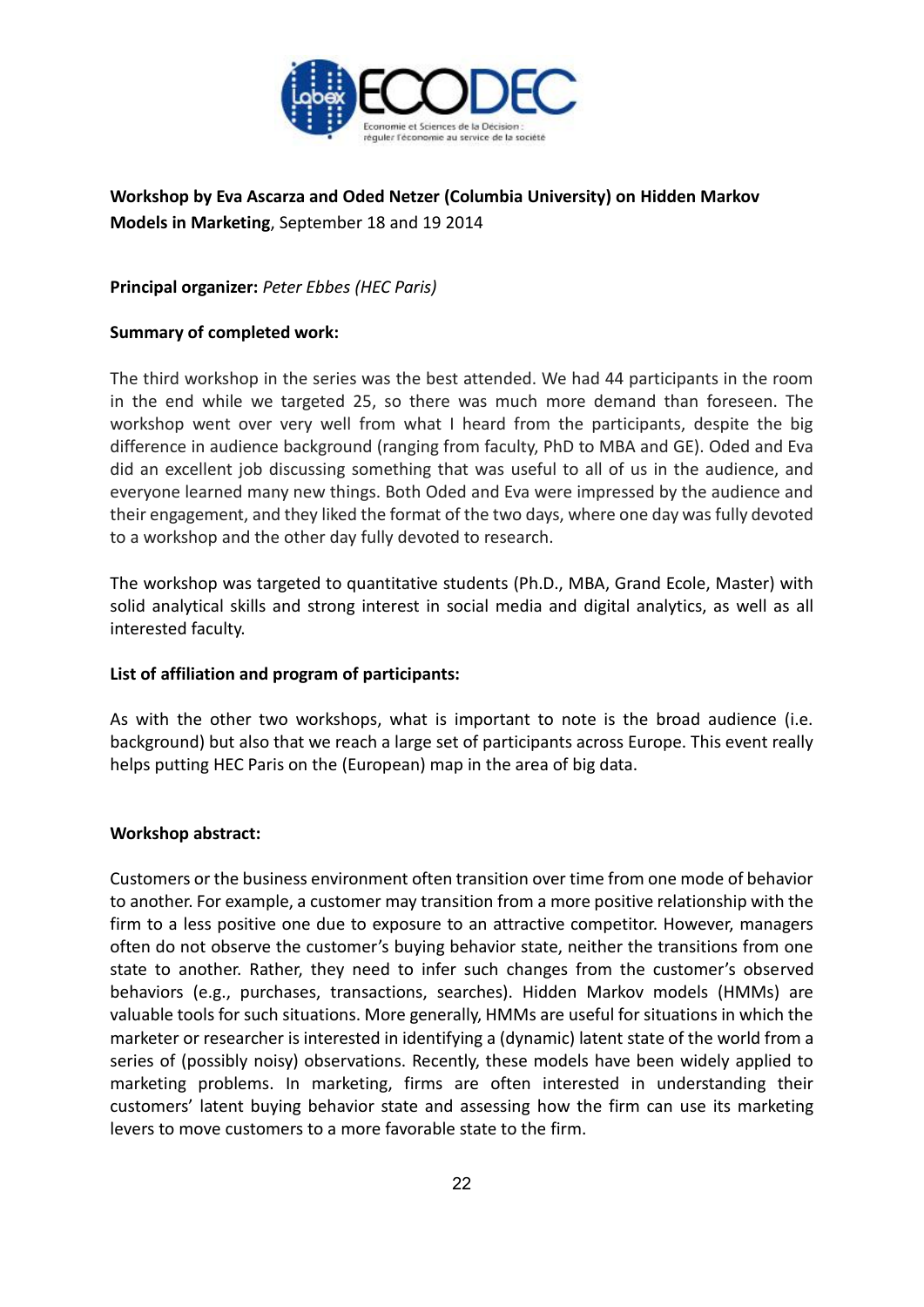**Workshop by Eva Ascarza and Oded Netzer (Columbia University) on Hidden Markov Models in Marketing**, September 18 and 19 2014

**Principal organizer:** *Peter Ebbes (HEC Paris)*

**Summary of completed work:**

The third workshop in the series was the best attended. We had 44 participants in the room in the end while we targeted 25, so there was much more demand than foreseen. The workshop went over very well from what I heard from the participants, despite the big difference in audience background (ranging from faculty, PhD to MBA and GE). Oded and Eva did an excellent job discussing something that was useful to all of us in the audience, and everyone learned many new things. Both Oded and Eva were impressed by the audience and their engagement, and they liked the format of the two days, where one day was fully devoted to a workshop and the other day fully devoted to research.

The workshop was targeted to quantitative students (Ph.D., MBA, Grand Ecole, Master) with solid analytical skills and strong interest in social media and digital analytics, as well as all interested faculty.

**List of affiliation and program of participants:**

As with the other two workshops, what is important to note is the broad audience (i.e. background) but also that we reach a large set of participants across Europe. This event really helps putting HEC Paris on the (European) map in the area of big data.

**Workshop abstract:**

Customers or the business environment often transition over time from one mode of behavior to another. For example, a customer may transition from a more positive relationship with the firm to a less positive one due to exposure to an attractive competitor. However, managers often do not observe the customer's buying behavior state, neither the transitions from one state to another. Rather, they need to infer such changes from the customer's observed behaviors (e.g., purchases, transactions, searches). Hidden Markov models (HMMs) are valuable tools for such situations. More generally, HMMs are useful for situations in which the marketer or researcher is interested in identifying a (dynamic) latent state of the world from a series of (possibly noisy) observations. Recently, these models have been widely applied to marketing problems. In marketing, firms are often interested in understanding their customers' latent buying behavior state and assessing how the firm can use its marketing levers to move customers to a more favorable state to the firm.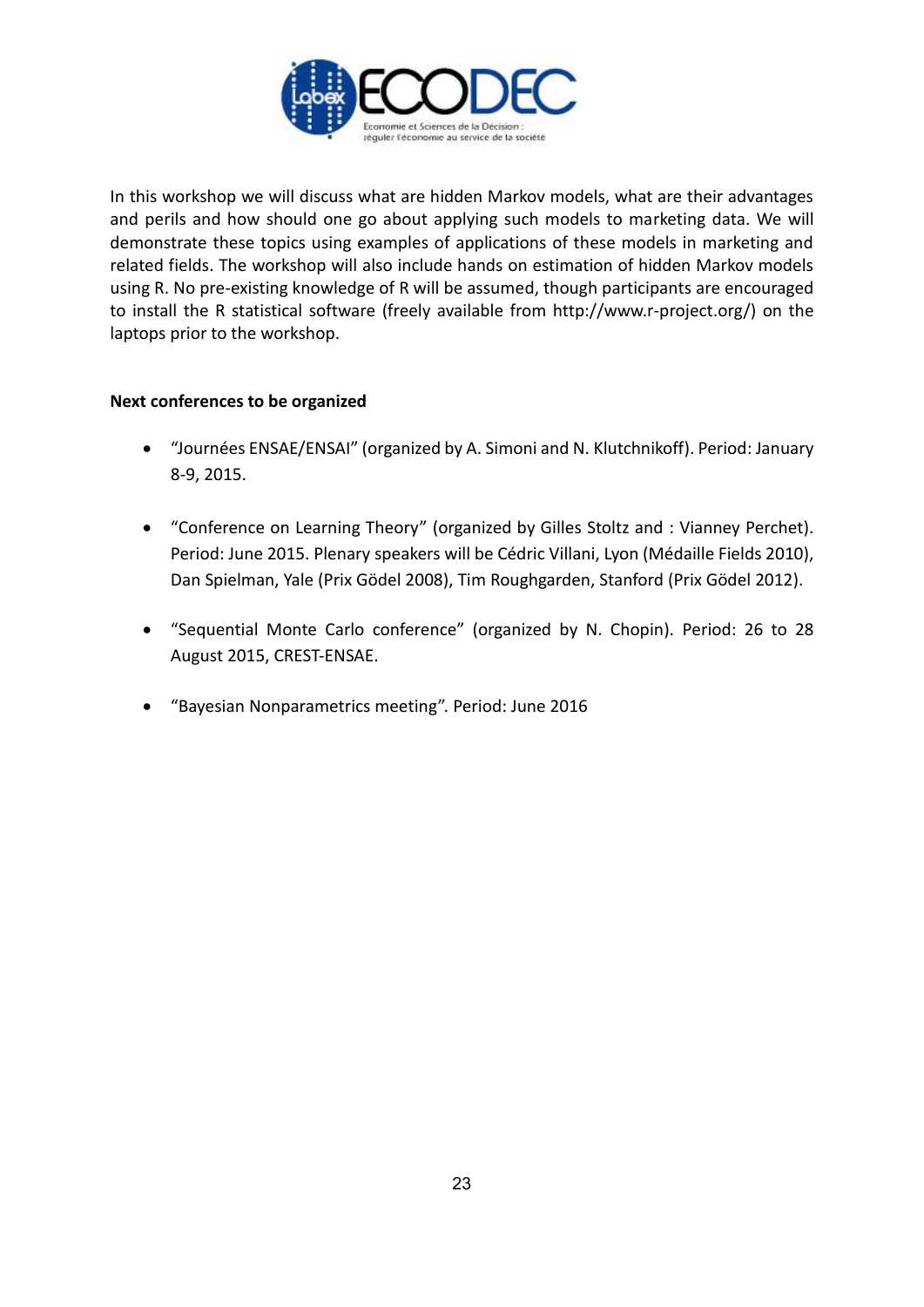In this workshop we will discuss what are hidden Markov models, what are their advantages and perils and how should one go about applying such models to marketing data. We will demonstrate these topics using examples of applications of these models in marketing and related fields. The workshop will also include hands on estimation of hidden Markov models using R. No pre-existing knowledge of R will be assumed, though participants are encouraged to install the R statistical software (freely available from http://www.r-project.org/) on the laptops prior to the workshop.

**Next conferences to be organized**

- “Journées ENSAE/ENSAI” (organized by A. Simoni and N. Klutchnikoff). Period: January 8-9, 2015.
- “Conference on Learning Theory” (organized by Gilles Stoltz and : Vianney Perchet). Period: June 2015. Plenary speakers will be Cédric Villani, Lyon (Médaille Fields 2010), Dan Spielman, Yale (Prix Gödel 2008), Tim Roughgarden, Stanford (Prix Gödel 2012).
- “Sequential Monte Carlo conference” (organized by N. Chopin). Period: 26 to 28 August 2015, CREST-ENSAE.
- “Bayesian Nonparametrics meeting”. Period: June 2016